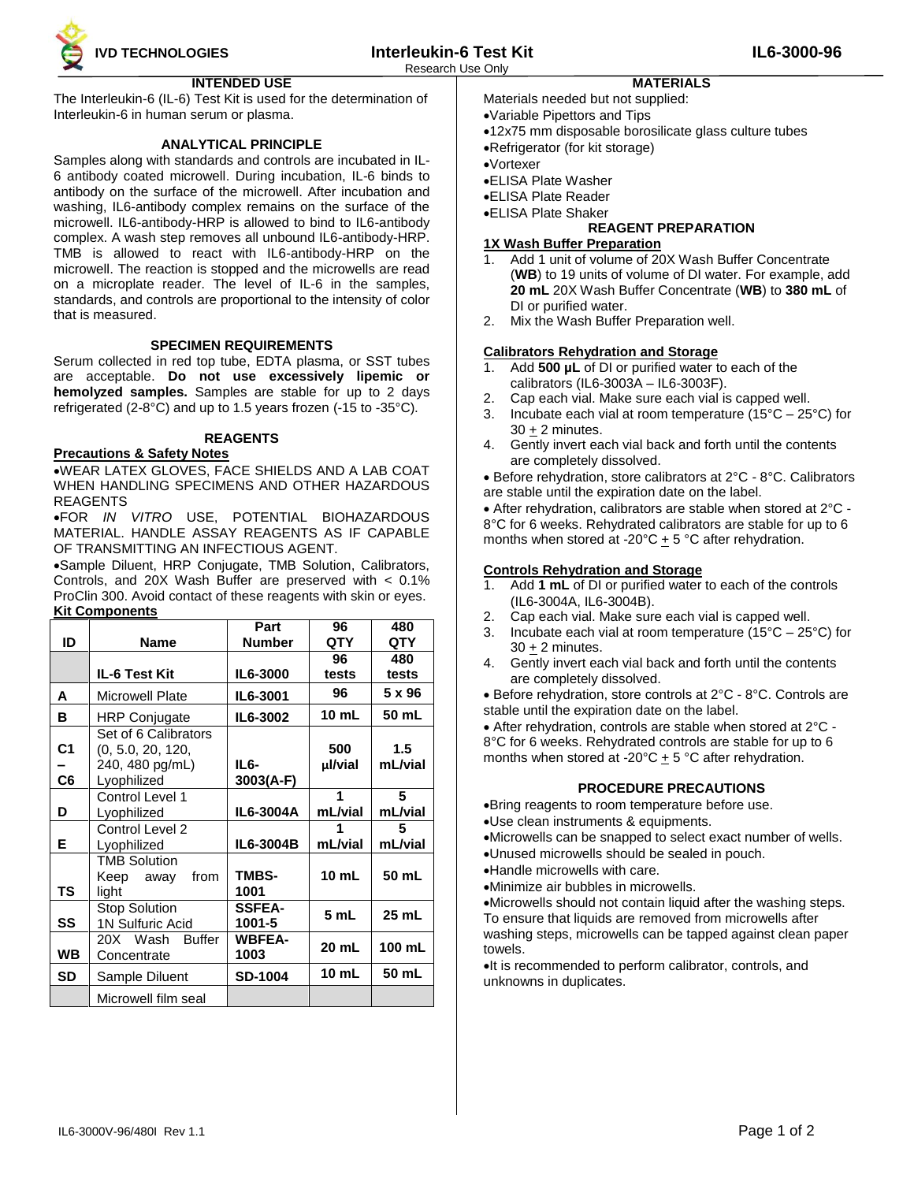# Interleukin-6 Test Kit

Research Use Only

## INTENDED USE

The Interleukin-6 (IL-6) Test Kit is used for the determination of Interleukin-6 in human serum or plasma.

## ANALYTICAL PRINCIPLE

Samples along with standards and controls are incubated in IL-6 antibody coated microwell. During incubation, IL-6 binds to antibody on the surface of the microwell. After incubation and washing, IL6-antibody complex remains on the surface of the microwell. IL6-antibody-HRP is allowed to bind to IL6-antibody complex. A wash step removes all unbound IL6-antibody-HRP. TMB is allowed to react with IL6-antibody-HRP on the microwell. The reaction is stopped and the microwells are read on a microplate reader. The level of IL-6 in the samples, standards, and controls are proportional to the intensity of color that is measured.

## SPECIMEN REQUIREMENTS

Serum collected in red top tube, EDTA plasma, or SST tubes are acceptable. **Do not use excessively lipemic or hemolyzed samples.** Samples are stable for up to 2 days refrigerated (2-8°C) and up to 1.5 years frozen (-15 to -35°C).

## REAGENTS

### Precautions & Safety Notes

- WEAR LATEX GLOVES, FACE SHIELDS AND A LAB COAT WHEN HANDLING SPECIMENS AND OTHER HAZARDOUS REAGENTS
- FOR *IN VITRO* USE, POTENTIAL BIOHAZARDOUS MATERIAL. HANDLE ASSAY REAGENTS AS IF CAPABLE OF TRANSMITTING AN INFECTIOUS AGENT.
- Sample Diluent, HRP Conjugate, TMB Solution, Calibrators, Controls, and 20X Wash Buffer are preserved with < 0.1% ProClin 300. Avoid contact of these reagents with skin or eyes.

### Kit Components

| ID | Name | Part Number | 96 QTY | 480 QTY |
|---|---|---|---|---|
| | **IL-6 Test Kit** | **IL6-3000** | **96 tests** | **480 tests** |
| **A** | Microwell Plate | **IL6-3001** | **96** | **5 x 96** |
| **B** | HRP Conjugate | **IL6-3002** | **10 mL** | **50 mL** |
| **C1 – C6** | Set of 6 Calibrators (0, 5.0, 20, 120, 240, 480 pg/mL) Lyophilized | **IL6-3003(A-F)** | **500 µl/vial** | **1.5 mL/vial** |
| **D** | Control Level 1 Lyophilized | **IL6-3004A** | **1 mL/vial** | **5 mL/vial** |
| **E** | Control Level 2 Lyophilized | **IL6-3004B** | **1 mL/vial** | **5 mL/vial** |
| **TS** | TMB Solution Keep away from light | **TMBS-1001** | **10 mL** | **50 mL** |
| **SS** | Stop Solution 1N Sulfuric Acid | **SSFEA-1001-5** | **5 mL** | **25 mL** |
| **WB** | 20X Wash Buffer Concentrate | **WBFEA-1003** | **20 mL** | **100 mL** |
| **SD** | Sample Diluent | **SD-1004** | **10 mL** | **50 mL** |
| | Microwell film seal | | | |

## MATERIALS

Materials needed but not supplied:

- Variable Pipettors and Tips
- 12x75 mm disposable borosilicate glass culture tubes
- Refrigerator (for kit storage)
- Vortexer
- ELISA Plate Washer
- ELISA Plate Reader
- ELISA Plate Shaker

## REAGENT PREPARATION

### 1X Wash Buffer Preparation

1. Add 1 unit of volume of 20X Wash Buffer Concentrate (**WB**) to 19 units of volume of DI water. For example, add **20 mL** 20X Wash Buffer Concentrate (**WB**) to **380 mL** of DI or purified water.
2. Mix the Wash Buffer Preparation well.

### Calibrators Rehydration and Storage

1. Add **500 µL** of DI or purified water to each of the calibrators (IL6-3003A – IL6-3003F).
2. Cap each vial. Make sure each vial is capped well.
3. Incubate each vial at room temperature (15°C – 25°C) for 30 ± 2 minutes.
4. Gently invert each vial back and forth until the contents are completely dissolved.

- Before rehydration, store calibrators at 2°C - 8°C. Calibrators are stable until the expiration date on the label.
- After rehydration, calibrators are stable when stored at 2°C - 8°C for 6 weeks. Rehydrated calibrators are stable for up to 6 months when stored at -20°C ± 5 °C after rehydration.

### Controls Rehydration and Storage

1. Add **1 mL** of DI or purified water to each of the controls (IL6-3004A, IL6-3004B).
2. Cap each vial. Make sure each vial is capped well.
3. Incubate each vial at room temperature (15°C – 25°C) for 30 ± 2 minutes.
4. Gently invert each vial back and forth until the contents are completely dissolved.

- Before rehydration, store controls at 2°C - 8°C. Controls are stable until the expiration date on the label.
- After rehydration, controls are stable when stored at 2°C - 8°C for 6 weeks. Rehydrated controls are stable for up to 6 months when stored at -20°C ± 5 °C after rehydration.

## PROCEDURE PRECAUTIONS

- Bring reagents to room temperature before use.
- Use clean instruments & equipments.
- Microwells can be snapped to select exact number of wells.
- Unused microwells should be sealed in pouch.
- Handle microwells with care.
- Minimize air bubbles in microwells.
- Microwells should not contain liquid after the washing steps. To ensure that liquids are removed from microwells after washing steps, microwells can be tapped against clean paper towels.
- It is recommended to perform calibrator, controls, and unknowns in duplicates.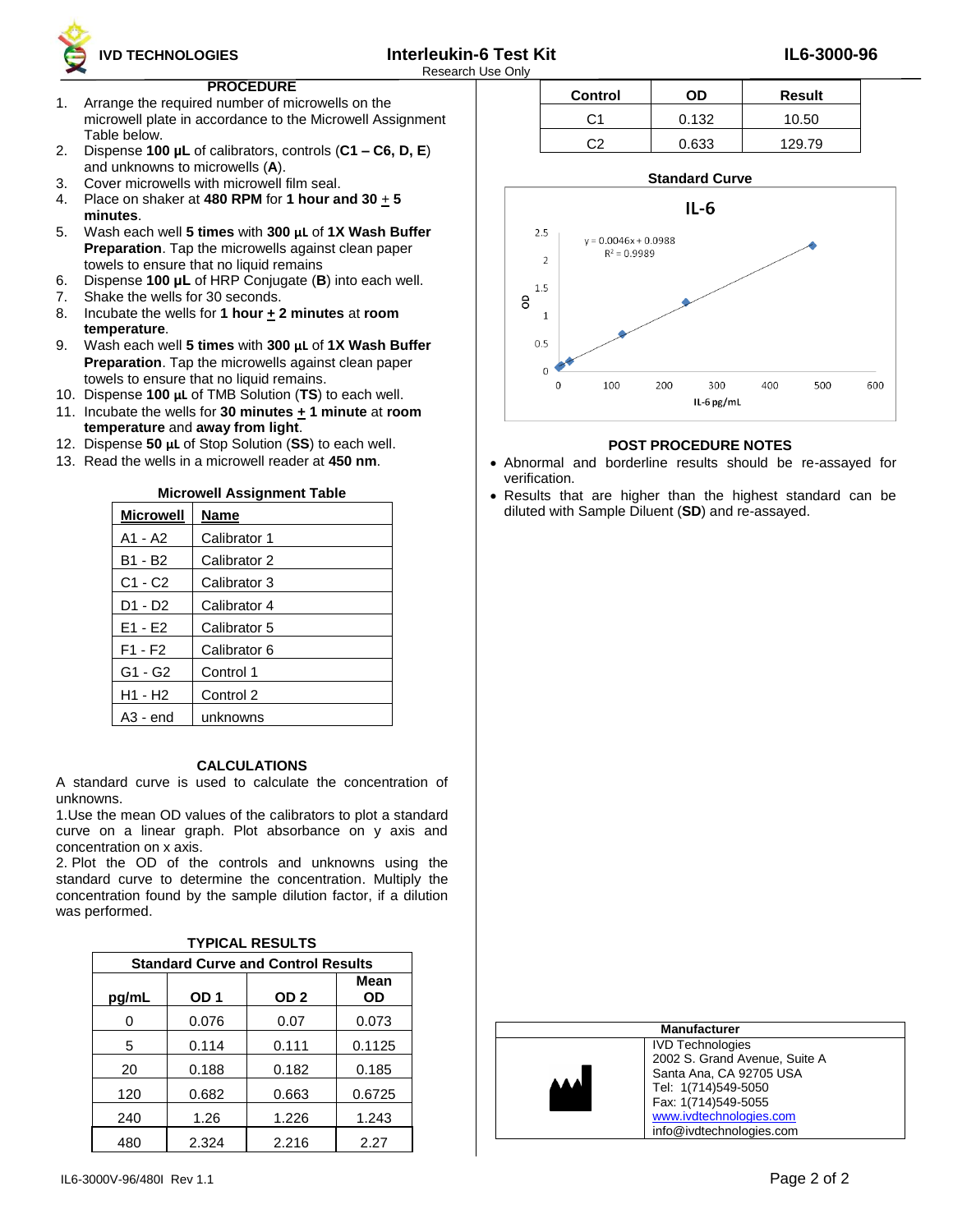## PROCEDURE

1. Arrange the required number of microwells on the microwell plate in accordance to the Microwell Assignment Table below.
2. Dispense **100 µL** of calibrators, controls (**C1 – C6, D, E**) and unknowns to microwells (**A**).
3. Cover microwells with microwell film seal.
4. Place on shaker at **480 RPM** for **1 hour and 30 ± 5 minutes**.
5. Wash each well **5 times** with **300 µL** of **1X Wash Buffer Preparation**. Tap the microwells against clean paper towels to ensure that no liquid remains
6. Dispense **100 µL** of HRP Conjugate (**B**) into each well.
7. Shake the wells for 30 seconds.
8. Incubate the wells for **1 hour ± 2 minutes** at **room temperature**.
9. Wash each well **5 times** with **300 µL** of **1X Wash Buffer Preparation**. Tap the microwells against clean paper towels to ensure that no liquid remains.
10. Dispense **100 µL** of TMB Solution (**TS**) to each well.
11. Incubate the wells for **30 minutes ± 1 minute** at **room temperature** and **away from light**.
12. Dispense **50 µL** of Stop Solution (**SS**) to each well.
13. Read the wells in a microwell reader at **450 nm**.

**Microwell Assignment Table**

| Microwell | Name |
|---|---|
| A1 - A2 | Calibrator 1 |
| B1 - B2 | Calibrator 2 |
| C1 - C2 | Calibrator 3 |
| D1 - D2 | Calibrator 4 |
| E1 - E2 | Calibrator 5 |
| F1 - F2 | Calibrator 6 |
| G1 - G2 | Control 1 |
| H1 - H2 | Control 2 |
| A3 - end | unknowns |

## CALCULATIONS

A standard curve is used to calculate the concentration of unknowns.

1.Use the mean OD values of the calibrators to plot a standard curve on a linear graph. Plot absorbance on y axis and concentration on x axis.

2. Plot the OD of the controls and unknowns using the standard curve to determine the concentration. Multiply the concentration found by the sample dilution factor, if a dilution was performed.

## TYPICAL RESULTS

| Standard Curve and Control Results | | | |
|---|---|---|---|
| pg/mL | OD 1 | OD 2 | Mean OD |
| 0 | 0.076 | 0.07 | 0.073 |
| 5 | 0.114 | 0.111 | 0.1125 |
| 20 | 0.188 | 0.182 | 0.185 |
| 120 | 0.682 | 0.663 | 0.6725 |
| 240 | 1.26 | 1.226 | 1.243 |
| 480 | 2.324 | 2.216 | 2.27 |

| Control | OD | Result |
|---|---|---|
| C1 | 0.132 | 10.50 |
| C2 | 0.633 | 129.79 |

**Standard Curve**

IL-6

$y = 0.0046x + 0.0988$

$R^2 = 0.9989$

OD

0
0.5
1
1.5
2
2.5

0
100
200
300
400
500
600

IL-6 pg/mL

## POST PROCEDURE NOTES

- Abnormal and borderline results should be re-assayed for verification.
- Results that are higher than the highest standard can be diluted with Sample Diluent (**SD**) and re-assayed.

| Manufacturer | |
|---|---|
| | IVD Technologies<br>2002 S. Grand Avenue, Suite A<br>Santa Ana, CA 92705 USA<br>Tel: 1(714)549-5050<br>Fax: 1(714)549-5055<br>www.ivdtechnologies.com<br>info@ivdtechnologies.com |